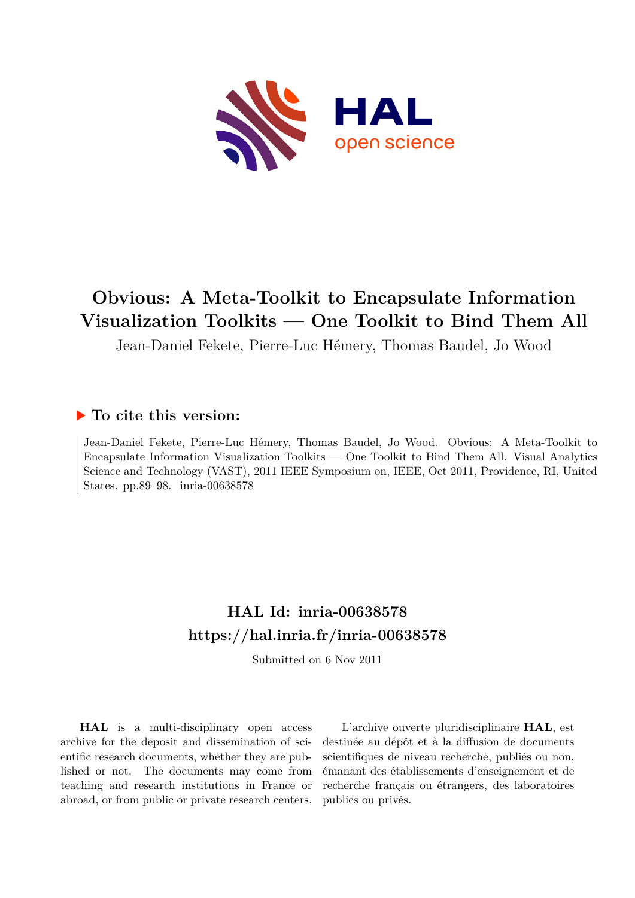# Obvious: A Meta-Toolkit to Encapsulate Information Visualization Toolkits — One Toolkit to Bind Them All

Jean-Daniel Fekete, Pierre-Luc Hémery, Thomas Baudel, Jo Wood

## To cite this version:

Jean-Daniel Fekete, Pierre-Luc Hémery, Thomas Baudel, Jo Wood. Obvious: A Meta-Toolkit to Encapsulate Information Visualization Toolkits — One Toolkit to Bind Them All. Visual Analytics Science and Technology (VAST), 2011 IEEE Symposium on, IEEE, Oct 2011, Providence, RI, United States. pp.89–98. inria-00638578

## HAL Id: inria-00638578
## https://hal.inria.fr/inria-00638578

Submitted on 6 Nov 2011

**HAL** is a multi-disciplinary open access archive for the deposit and dissemination of scientific research documents, whether they are published or not. The documents may come from teaching and research institutions in France or abroad, or from public or private research centers.

L'archive ouverte pluridisciplinaire **HAL**, est destinée au dépôt et à la diffusion de documents scientifiques de niveau recherche, publiés ou non, émanant des établissements d'enseignement et de recherche français ou étrangers, des laboratoires publics ou privés.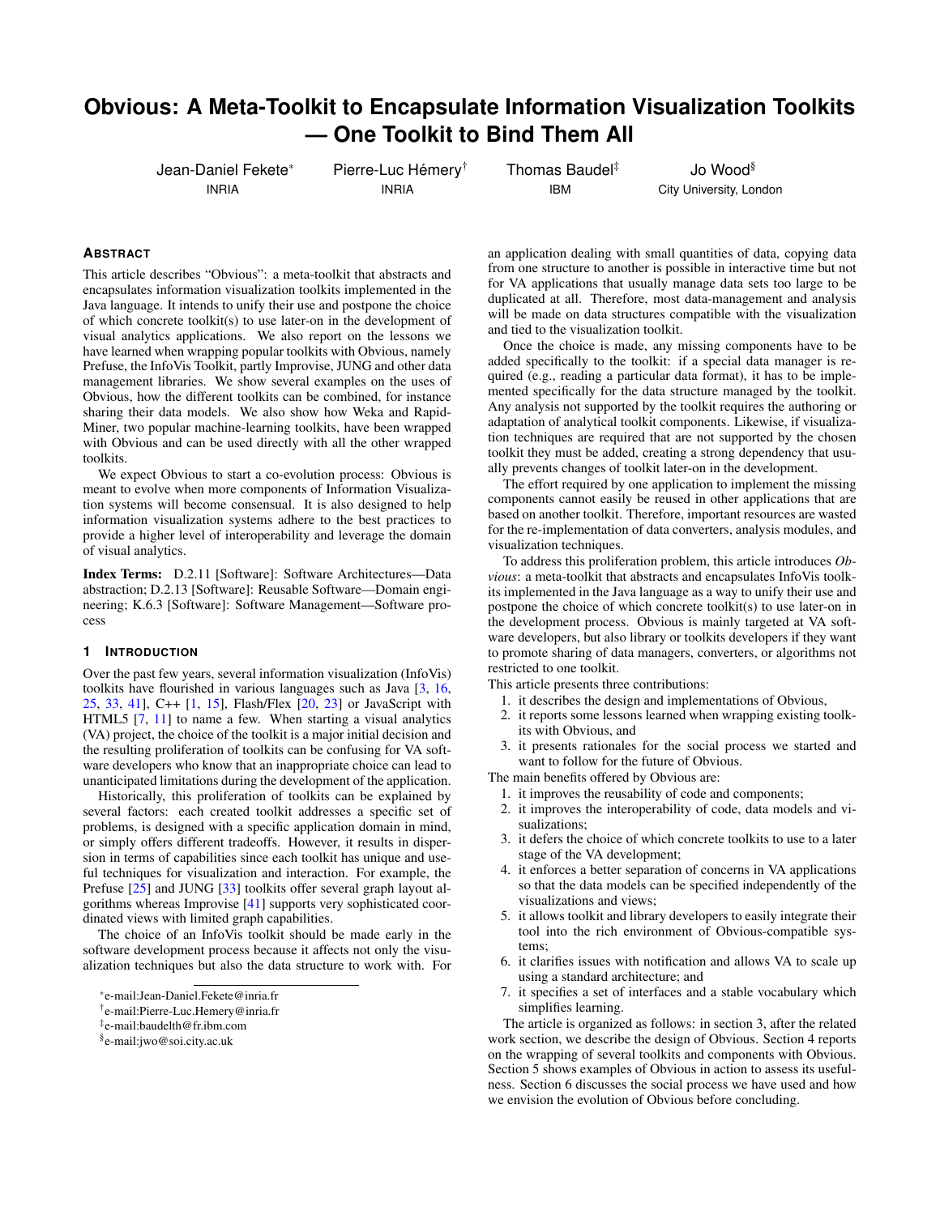# Obvious: A Meta-Toolkit to Encapsulate Information Visualization Toolkits — One Toolkit to Bind Them All

Jean-Daniel Fekete* (INRIA) · Pierre-Luc Hémery† (INRIA) · Thomas Baudel‡ (IBM) · Jo Wood§ (City University, London)

## Abstract

This article describes "Obvious": a meta-toolkit that abstracts and encapsulates information visualization toolkits implemented in the Java language. It intends to unify their use and postpone the choice of which concrete toolkit(s) to use later-on in the development of visual analytics applications. We also report on the lessons we have learned when wrapping popular toolkits with Obvious, namely Prefuse, the InfoVis Toolkit, partly Improvise, JUNG and other data management libraries. We show several examples on the uses of Obvious, how the different toolkits can be combined, for instance sharing their data models. We also show how Weka and RapidMiner, two popular machine-learning toolkits, have been wrapped with Obvious and can be used directly with all the other wrapped toolkits.

We expect Obvious to start a co-evolution process: Obvious is meant to evolve when more components of Information Visualization systems will become consensual. It is also designed to help information visualization systems adhere to the best practices to provide a higher level of interoperability and leverage the domain of visual analytics.

**Index Terms:** D.2.11 [Software]: Software Architectures—Data abstraction; D.2.13 [Software]: Reusable Software—Domain engineering; K.6.3 [Software]: Software Management—Software process

## 1 Introduction

Over the past few years, several information visualization (InfoVis) toolkits have flourished in various languages such as Java [3, 16, 25, 33, 41], C++ [1, 15], Flash/Flex [20, 23] or JavaScript with HTML5 [7, 11] to name a few. When starting a visual analytics (VA) project, the choice of the toolkit is a major initial decision and the resulting proliferation of toolkits can be confusing for VA software developers who know that an inappropriate choice can lead to unanticipated limitations during the development of the application.

Historically, this proliferation of toolkits can be explained by several factors: each created toolkit addresses a specific set of problems, is designed with a specific application domain in mind, or simply offers different tradeoffs. However, it results in dispersion in terms of capabilities since each toolkit has unique and useful techniques for visualization and interaction. For example, the Prefuse [25] and JUNG [33] toolkits offer several graph layout algorithms whereas Improvise [41] supports very sophisticated coordinated views with limited graph capabilities.

The choice of an InfoVis toolkit should be made early in the software development process because it affects not only the visualization techniques but also the data structure to work with. For an application dealing with small quantities of data, copying data from one structure to another is possible in interactive time but not for VA applications that usually manage data sets too large to be duplicated at all. Therefore, most data-management and analysis will be made on data structures compatible with the visualization and tied to the visualization toolkit.

Once the choice is made, any missing components have to be added specifically to the toolkit: if a special data manager is required (e.g., reading a particular data format), it has to be implemented specifically for the data structure managed by the toolkit. Any analysis not supported by the toolkit requires the authoring or adaptation of analytical toolkit components. Likewise, if visualization techniques are required that are not supported by the chosen toolkit they must be added, creating a strong dependency that usually prevents changes of toolkit later-on in the development.

The effort required by one application to implement the missing components cannot easily be reused in other applications that are based on another toolkit. Therefore, important resources are wasted for the re-implementation of data converters, analysis modules, and visualization techniques.

To address this proliferation problem, this article introduces *Obvious*: a meta-toolkit that abstracts and encapsulates InfoVis toolkits implemented in the Java language as a way to unify their use and postpone the choice of which concrete toolkit(s) to use later-on in the development process. Obvious is mainly targeted at VA software developers, but also library or toolkits developers if they want to promote sharing of data managers, converters, or algorithms not restricted to one toolkit.

This article presents three contributions:

1. it describes the design and implementations of Obvious,
2. it reports some lessons learned when wrapping existing toolkits with Obvious, and
3. it presents rationales for the social process we started and want to follow for the future of Obvious.

The main benefits offered by Obvious are:

1. it improves the reusability of code and components;
2. it improves the interoperability of code, data models and visualizations;
3. it defers the choice of which concrete toolkits to use to a later stage of the VA development;
4. it enforces a better separation of concerns in VA applications so that the data models can be specified independently of the visualizations and views;
5. it allows toolkit and library developers to easily integrate their tool into the rich environment of Obvious-compatible systems;
6. it clarifies issues with notification and allows VA to scale up using a standard architecture; and
7. it specifies a set of interfaces and a stable vocabulary which simplifies learning.

The article is organized as follows: in section 3, after the related work section, we describe the design of Obvious. Section 4 reports on the wrapping of several toolkits and components with Obvious. Section 5 shows examples of Obvious in action to assess its usefulness. Section 6 discusses the social process we have used and how we envision the evolution of Obvious before concluding.

*e-mail:Jean-Daniel.Fekete@inria.fr

†e-mail:Pierre-Luc.Hemery@inria.fr

‡e-mail:baudelth@fr.ibm.com

§e-mail:jwo@soi.city.ac.uk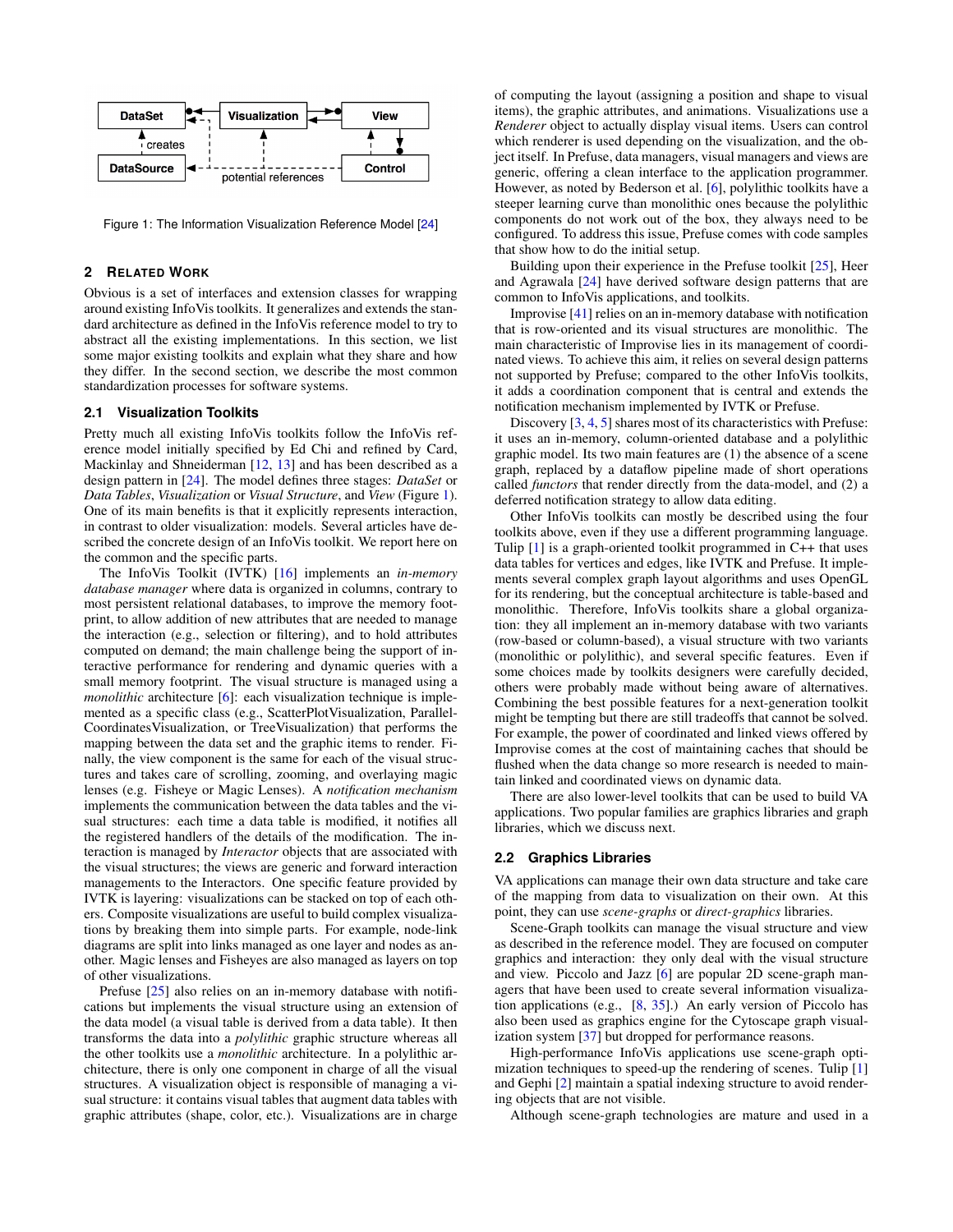DataSet

Visualization

View

creates

DataSource

potential references

Control

Figure 1: The Information Visualization Reference Model [24]

## 2 Related Work

Obvious is a set of interfaces and extension classes for wrapping around existing InfoVis toolkits. It generalizes and extends the standard architecture as defined in the InfoVis reference model to try to abstract all the existing implementations. In this section, we list some major existing toolkits and explain what they share and how they differ. In the second section, we describe the most common standardization processes for software systems.

### 2.1 Visualization Toolkits

Pretty much all existing InfoVis toolkits follow the InfoVis reference model initially specified by Ed Chi and refined by Card, Mackinlay and Shneiderman [12, 13] and has been described as a design pattern in [24]. The model defines three stages: *DataSet* or *Data Tables*, *Visualization* or *Visual Structure*, and *View* (Figure 1). One of its main benefits is that it explicitly represents interaction, in contrast to older visualization: models. Several articles have described the concrete design of an InfoVis toolkit. We report here on the common and the specific parts.

The InfoVis Toolkit (IVTK) [16] implements an *in-memory database manager* where data is organized in columns, contrary to most persistent relational databases, to improve the memory footprint, to allow addition of new attributes that are needed to manage the interaction (e.g., selection or filtering), and to hold attributes computed on demand; the main challenge being the support of interactive performance for rendering and dynamic queries with a small memory footprint. The visual structure is managed using a *monolithic* architecture [6]: each visualization technique is implemented as a specific class (e.g., ScatterPlotVisualization, ParallelCoordinatesVisualization, or TreeVisualization) that performs the mapping between the data set and the graphic items to render. Finally, the view component is the same for each of the visual structures and takes care of scrolling, zooming, and overlaying magic lenses (e.g. Fisheye or Magic Lenses). A *notification mechanism* implements the communication between the data tables and the visual structures: each time a data table is modified, it notifies all the registered handlers of the details of the modification. The interaction is managed by *Interactor* objects that are associated with the visual structures; the views are generic and forward interaction managements to the Interactors. One specific feature provided by IVTK is layering: visualizations can be stacked on top of each others. Composite visualizations are useful to build complex visualizations by breaking them into simple parts. For example, node-link diagrams are split into links managed as one layer and nodes as another. Magic lenses and Fisheyes are also managed as layers on top of other visualizations.

Prefuse [25] also relies on an in-memory database with notifications but implements the visual structure using an extension of the data model (a visual table is derived from a data table). It then transforms the data into a *polylithic* graphic structure whereas all the other toolkits use a *monolithic* architecture. In a polylithic architecture, there is only one component in charge of all the visual structures. A visualization object is responsible of managing a visual structure: it contains visual tables that augment data tables with graphic attributes (shape, color, etc.). Visualizations are in charge of computing the layout (assigning a position and shape to visual items), the graphic attributes, and animations. Visualizations use a *Renderer* object to actually display visual items. Users can control which renderer is used depending on the visualization, and the object itself. In Prefuse, data managers, visual managers and views are generic, offering a clean interface to the application programmer. However, as noted by Bederson et al. [6], polylithic toolkits have a steeper learning curve than monolithic ones because the polylithic components do not work out of the box, they always need to be configured. To address this issue, Prefuse comes with code samples that show how to do the initial setup.

Building upon their experience in the Prefuse toolkit [25], Heer and Agrawala [24] have derived software design patterns that are common to InfoVis applications, and toolkits.

Improvise [41] relies on an in-memory database with notification that is row-oriented and its visual structures are monolithic. The main characteristic of Improvise lies in its management of coordinated views. To achieve this aim, it relies on several design patterns not supported by Prefuse; compared to the other InfoVis toolkits, it adds a coordination component that is central and extends the notification mechanism implemented by IVTK or Prefuse.

Discovery [3, 4, 5] shares most of its characteristics with Prefuse: it uses an in-memory, column-oriented database and a polylithic graphic model. Its two main features are (1) the absence of a scene graph, replaced by a dataflow pipeline made of short operations called *functors* that render directly from the data-model, and (2) a deferred notification strategy to allow data editing.

Other InfoVis toolkits can mostly be described using the four toolkits above, even if they use a different programming language. Tulip [1] is a graph-oriented toolkit programmed in C++ that uses data tables for vertices and edges, like IVTK and Prefuse. It implements several complex graph layout algorithms and uses OpenGL for its rendering, but the conceptual architecture is table-based and monolithic. Therefore, InfoVis toolkits share a global organization: they all implement an in-memory database with two variants (row-based or column-based), a visual structure with two variants (monolithic or polylithic), and several specific features. Even if some choices made by toolkits designers were carefully decided, others were probably made without being aware of alternatives. Combining the best possible features for a next-generation toolkit might be tempting but there are still tradeoffs that cannot be solved. For example, the power of coordinated and linked views offered by Improvise comes at the cost of maintaining caches that should be flushed when the data change so more research is needed to maintain linked and coordinated views on dynamic data.

There are also lower-level toolkits that can be used to build VA applications. Two popular families are graphics libraries and graph libraries, which we discuss next.

### 2.2 Graphics Libraries

VA applications can manage their own data structure and take care of the mapping from data to visualization on their own. At this point, they can use *scene-graphs* or *direct-graphics* libraries.

Scene-Graph toolkits can manage the visual structure and view as described in the reference model. They are focused on computer graphics and interaction: they only deal with the visual structure and view. Piccolo and Jazz [6] are popular 2D scene-graph managers that have been used to create several information visualization applications (e.g., [8, 35].) An early version of Piccolo has also been used as graphics engine for the Cytoscape graph visualization system [37] but dropped for performance reasons.

High-performance InfoVis applications use scene-graph optimization techniques to speed-up the rendering of scenes. Tulip [1] and Gephi [2] maintain a spatial indexing structure to avoid rendering objects that are not visible.

Although scene-graph technologies are mature and used in a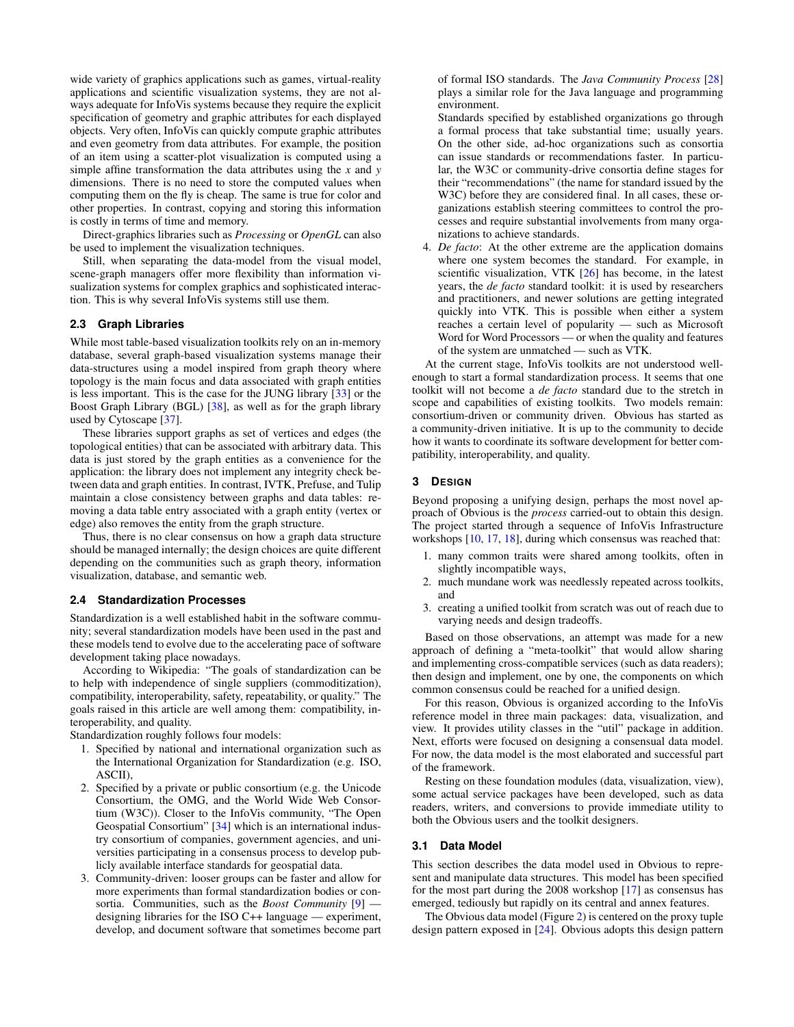wide variety of graphics applications such as games, virtual-reality applications and scientific visualization systems, they are not always adequate for InfoVis systems because they require the explicit specification of geometry and graphic attributes for each displayed objects. Very often, InfoVis can quickly compute graphic attributes and even geometry from data attributes. For example, the position of an item using a scatter-plot visualization is computed using a simple affine transformation the data attributes using the $x$ and $y$ dimensions. There is no need to store the computed values when computing them on the fly is cheap. The same is true for color and other properties. In contrast, copying and storing this information is costly in terms of time and memory.

Direct-graphics libraries such as *Processing* or *OpenGL* can also be used to implement the visualization techniques.

Still, when separating the data-model from the visual model, scene-graph managers offer more flexibility than information visualization systems for complex graphics and sophisticated interaction. This is why several InfoVis systems still use them.

### 2.3 Graph Libraries

While most table-based visualization toolkits rely on an in-memory database, several graph-based visualization systems manage their data-structures using a model inspired from graph theory where topology is the main focus and data associated with graph entities is less important. This is the case for the JUNG library [33] or the Boost Graph Library (BGL) [38], as well as for the graph library used by Cytoscape [37].

These libraries support graphs as set of vertices and edges (the topological entities) that can be associated with arbitrary data. This data is just stored by the graph entities as a convenience for the application: the library does not implement any integrity check between data and graph entities. In contrast, IVTK, Prefuse, and Tulip maintain a close consistency between graphs and data tables: removing a data table entry associated with a graph entity (vertex or edge) also removes the entity from the graph structure.

Thus, there is no clear consensus on how a graph data structure should be managed internally; the design choices are quite different depending on the communities such as graph theory, information visualization, database, and semantic web.

### 2.4 Standardization Processes

Standardization is a well established habit in the software community; several standardization models have been used in the past and these models tend to evolve due to the accelerating pace of software development taking place nowadays.

According to Wikipedia: "The goals of standardization can be to help with independence of single suppliers (commoditization), compatibility, interoperability, safety, repeatability, or quality." The goals raised in this article are well among them: compatibility, interoperability, and quality.

Standardization roughly follows four models:

1. Specified by national and international organization such as the International Organization for Standardization (e.g. ISO, ASCII),
2. Specified by a private or public consortium (e.g. the Unicode Consortium, the OMG, and the World Wide Web Consortium (W3C)). Closer to the InfoVis community, "The Open Geospatial Consortium" [34] which is an international industry consortium of companies, government agencies, and universities participating in a consensus process to develop publicly available interface standards for geospatial data.
3. Community-driven: looser groups can be faster and allow for more experiments than formal standardization bodies or consortia. Communities, such as the *Boost Community* [9] — designing libraries for the ISO C++ language — experiment, develop, and document software that sometimes become part of formal ISO standards. The *Java Community Process* [28] plays a similar role for the Java language and programming environment.
   Standards specified by established organizations go through a formal process that take substantial time; usually years. On the other side, ad-hoc organizations such as consortia can issue standards or recommendations faster. In particular, the W3C or community-drive consortia define stages for their "recommendations" (the name for standard issued by the W3C) before they are considered final. In all cases, these organizations establish steering committees to control the processes and require substantial involvements from many organizations to achieve standards.
4. *De facto*: At the other extreme are the application domains where one system becomes the standard. For example, in scientific visualization, VTK [26] has become, in the latest years, the *de facto* standard toolkit: it is used by researchers and practitioners, and newer solutions are getting integrated quickly into VTK. This is possible when either a system reaches a certain level of popularity — such as Microsoft Word for Word Processors — or when the quality and features of the system are unmatched — such as VTK.

At the current stage, InfoVis toolkits are not understood well-enough to start a formal standardization process. It seems that one toolkit will not become a *de facto* standard due to the stretch in scope and capabilities of existing toolkits. Two models remain: consortium-driven or community driven. Obvious has started as a community-driven initiative. It is up to the community to decide how it wants to coordinate its software development for better compatibility, interoperability, and quality.

## 3 Design

Beyond proposing a unifying design, perhaps the most novel approach of Obvious is the *process* carried-out to obtain this design. The project started through a sequence of InfoVis Infrastructure workshops [10, 17, 18], during which consensus was reached that:

1. many common traits were shared among toolkits, often in slightly incompatible ways,
2. much mundane work was needlessly repeated across toolkits, and
3. creating a unified toolkit from scratch was out of reach due to varying needs and design tradeoffs.

Based on those observations, an attempt was made for a new approach of defining a "meta-toolkit" that would allow sharing and implementing cross-compatible services (such as data readers); then design and implement, one by one, the components on which common consensus could be reached for a unified design.

For this reason, Obvious is organized according to the InfoVis reference model in three main packages: data, visualization, and view. It provides utility classes in the "util" package in addition. Next, efforts were focused on designing a consensual data model. For now, the data model is the most elaborated and successful part of the framework.

Resting on these foundation modules (data, visualization, view), some actual service packages have been developed, such as data readers, writers, and conversions to provide immediate utility to both the Obvious users and the toolkit designers.

### 3.1 Data Model

This section describes the data model used in Obvious to represent and manipulate data structures. This model has been specified for the most part during the 2008 workshop [17] as consensus has emerged, tediously but rapidly on its central and annex features.

The Obvious data model (Figure 2) is centered on the proxy tuple design pattern exposed in [24]. Obvious adopts this design pattern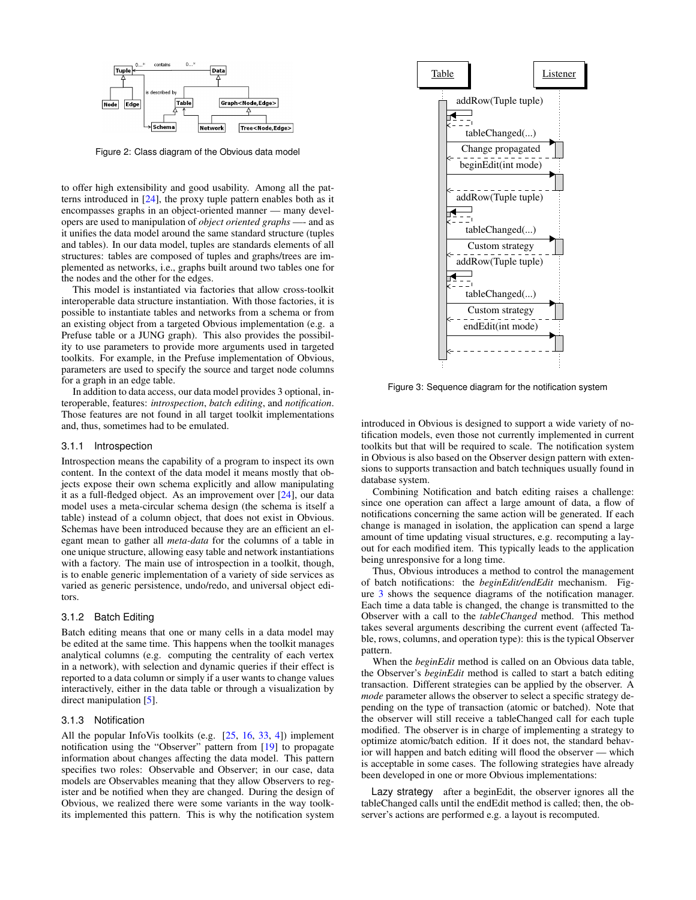Tuple
Data
0...*
contains
0...*
is described by
Node
Edge
Table
Graph<Node,Edge>
Schema
Network
Tree<Node,Edge>

Figure 2: Class diagram of the Obvious data model

to offer high extensibility and good usability. Among all the patterns introduced in [24], the proxy tuple pattern enables both as it encompasses graphs in an object-oriented manner — many developers are used to manipulation of *object oriented graphs* —- and as it unifies the data model around the same standard structure (tuples and tables). In our data model, tuples are standards elements of all structures: tables are composed of tuples and graphs/trees are implemented as networks, i.e., graphs built around two tables one for the nodes and the other for the edges.

This model is instantiated via factories that allow cross-toolkit interoperable data structure instantiation. With those factories, it is possible to instantiate tables and networks from a schema or from an existing object from a targeted Obvious implementation (e.g. a Prefuse table or a JUNG graph). This also provides the possibility to use parameters to provide more arguments used in targeted toolkits. For example, in the Prefuse implementation of Obvious, parameters are used to specify the source and target node columns for a graph in an edge table.

In addition to data access, our data model provides 3 optional, interoperable, features: *introspection*, *batch editing*, and *notification*. Those features are not found in all target toolkit implementations and, thus, sometimes had to be emulated.

### 3.1.1 Introspection

Introspection means the capability of a program to inspect its own content. In the context of the data model it means mostly that objects expose their own schema explicitly and allow manipulating it as a full-fledged object. As an improvement over [24], our data model uses a meta-circular schema design (the schema is itself a table) instead of a column object, that does not exist in Obvious. Schemas have been introduced because they are an efficient an elegant mean to gather all *meta-data* for the columns of a table in one unique structure, allowing easy table and network instantiations with a factory. The main use of introspection in a toolkit, though, is to enable generic implementation of a variety of side services as varied as generic persistence, undo/redo, and universal object editors.

### 3.1.2 Batch Editing

Batch editing means that one or many cells in a data model may be edited at the same time. This happens when the toolkit manages analytical columns (e.g. computing the centrality of each vertex in a network), with selection and dynamic queries if their effect is reported to a data column or simply if a user wants to change values interactively, either in the data table or through a visualization by direct manipulation [5].

### 3.1.3 Notification

All the popular InfoVis toolkits (e.g. [25, 16, 33, 4]) implement notification using the "Observer" pattern from [19] to propagate information about changes affecting the data model. This pattern specifies two roles: Observable and Observer; in our case, data models are Observables meaning that they allow Observers to register and be notified when they are changed. During the design of Obvious, we realized there were some variants in the way toolkits implemented this pattern. This is why the notification system

Table
Listener
addRow(Tuple tuple)
tableChanged(...)
Change propagated
beginEdit(int mode)
addRow(Tuple tuple)
tableChanged(...)
Custom strategy
addRow(Tuple tuple)
tableChanged(...)
Custom strategy
endEdit(int mode)

Figure 3: Sequence diagram for the notification system

introduced in Obvious is designed to support a wide variety of notification models, even those not currently implemented in current toolkits but that will be required to scale. The notification system in Obvious is also based on the Observer design pattern with extensions to supports transaction and batch techniques usually found in database system.

Combining Notification and batch editing raises a challenge: since one operation can affect a large amount of data, a flow of notifications concerning the same action will be generated. If each change is managed in isolation, the application can spend a large amount of time updating visual structures, e.g. recomputing a layout for each modified item. This typically leads to the application being unresponsive for a long time.

Thus, Obvious introduces a method to control the management of batch notifications: the *beginEdit/endEdit* mechanism. Figure 3 shows the sequence diagrams of the notification manager. Each time a data table is changed, the change is transmitted to the Observer with a call to the *tableChanged* method. This method takes several arguments describing the current event (affected Table, rows, columns, and operation type): this is the typical Observer pattern.

When the *beginEdit* method is called on an Obvious data table, the Observer's *beginEdit* method is called to start a batch editing transaction. Different strategies can be applied by the observer. A *mode* parameter allows the observer to select a specific strategy depending on the type of transaction (atomic or batched). Note that the observer will still receive a tableChanged call for each tuple modified. The observer is in charge of implementing a strategy to optimize atomic/batch edition. If it does not, the standard behavior will happen and batch editing will flood the observer — which is acceptable in some cases. The following strategies have already been developed in one or more Obvious implementations:

**Lazy strategy** after a beginEdit, the observer ignores all the tableChanged calls until the endEdit method is called; then, the observer's actions are performed e.g. a layout is recomputed.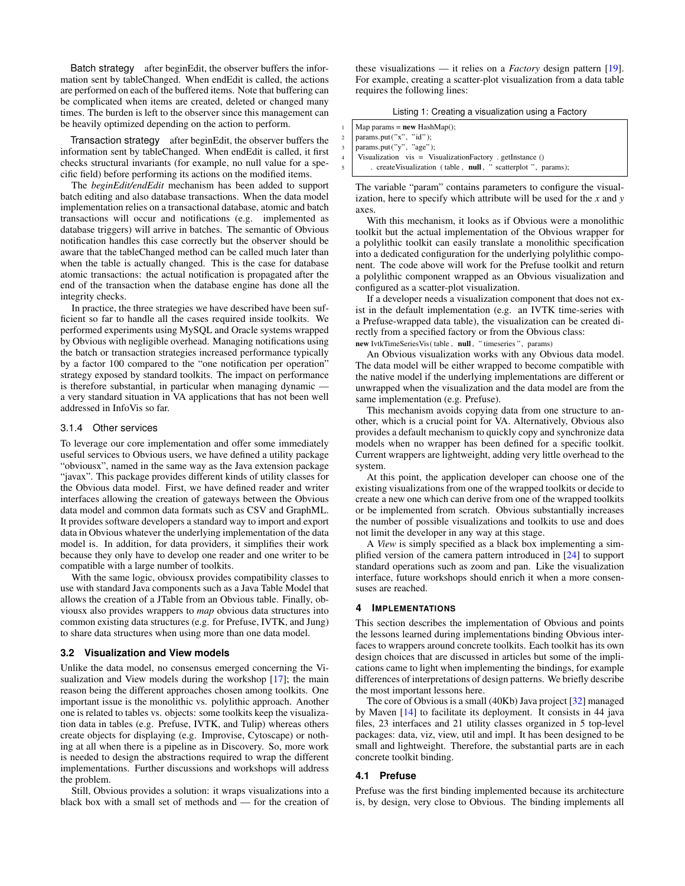**Batch strategy** after beginEdit, the observer buffers the information sent by tableChanged. When endEdit is called, the actions are performed on each of the buffered items. Note that buffering can be complicated when items are created, deleted or changed many times. The burden is left to the observer since this management can be heavily optimized depending on the action to perform.

**Transaction strategy** after beginEdit, the observer buffers the information sent by tableChanged. When endEdit is called, it first checks structural invariants (for example, no null value for a specific field) before performing its actions on the modified items.

The *beginEdit/endEdit* mechanism has been added to support batch editing and also database transactions. When the data model implementation relies on a transactional database, atomic and batch transactions will occur and notifications (e.g. implemented as database triggers) will arrive in batches. The semantic of Obvious notification handles this case correctly but the observer should be aware that the tableChanged method can be called much later than when the table is actually changed. This is the case for database atomic transactions: the actual notification is propagated after the end of the transaction when the database engine has done all the integrity checks.

In practice, the three strategies we have described have been sufficient so far to handle all the cases required inside toolkits. We performed experiments using MySQL and Oracle systems wrapped by Obvious with negligible overhead. Managing notifications using the batch or transaction strategies increased performance typically by a factor 100 compared to the "one notification per operation" strategy exposed by standard toolkits. The impact on performance is therefore substantial, in particular when managing dynamic — a very standard situation in VA applications that has not been well addressed in InfoVis so far.

#### 3.1.4 Other services

To leverage our core implementation and offer some immediately useful services to Obvious users, we have defined a utility package "obviousx", named in the same way as the Java extension package "javax". This package provides different kinds of utility classes for the Obvious data model. First, we have defined reader and writer interfaces allowing the creation of gateways between the Obvious data model and common data formats such as CSV and GraphML. It provides software developers a standard way to import and export data in Obvious whatever the underlying implementation of the data model is. In addition, for data providers, it simplifies their work because they only have to develop one reader and one writer to be compatible with a large number of toolkits.

With the same logic, obviousx provides compatibility classes to use with standard Java components such as a Java Table Model that allows the creation of a JTable from an Obvious table. Finally, obviousx also provides wrappers to *map* obvious data structures into common existing data structures (e.g. for Prefuse, IVTK, and Jung) to share data structures when using more than one data model.

### 3.2 Visualization and View models

Unlike the data model, no consensus emerged concerning the Visualization and View models during the workshop [17]; the main reason being the different approaches chosen among toolkits. One important issue is the monolithic vs. polylithic approach. Another one is related to tables vs. objects: some toolkits keep the visualization data in tables (e.g. Prefuse, IVTK, and Tulip) whereas others create objects for displaying (e.g. Improvise, Cytoscape) or nothing at all when there is a pipeline as in Discovery. So, more work is needed to design the abstractions required to wrap the different implementations. Further discussions and workshops will address the problem.

Still, Obvious provides a solution: it wraps visualizations into a black box with a small set of methods and — for the creation of these visualizations — it relies on a *Factory* design pattern [19]. For example, creating a scatter-plot visualization from a data table requires the following lines:

Listing 1: Creating a visualization using a Factory

```
1  Map params = new HashMap();
2  params.put("x", "id");
3  params.put("y", "age");
4  Visualization vis = VisualizationFactory.getInstance()
5      .createVisualization(table, null, "scatterplot", params);
```

The variable "param" contains parameters to configure the visualization, here to specify which attribute will be used for the *x* and *y* axes.

With this mechanism, it looks as if Obvious were a monolithic toolkit but the actual implementation of the Obvious wrapper for a polylithic toolkit can easily translate a monolithic specification into a dedicated configuration for the underlying polylithic component. The code above will work for the Prefuse toolkit and return a polylithic component wrapped as an Obvious visualization and configured as a scatter-plot visualization.

If a developer needs a visualization component that does not exist in the default implementation (e.g. an IVTK time-series with a Prefuse-wrapped data table), the visualization can be created directly from a specified factory or from the Obvious class:

`new IvtkTimeSeriesVis(table, null, "timeseries", params)`

An Obvious visualization works with any Obvious data model. The data model will be either wrapped to become compatible with the native model if the underlying implementations are different or unwrapped when the visualization and the data model are from the same implementation (e.g. Prefuse).

This mechanism avoids copying data from one structure to another, which is a crucial point for VA. Alternatively, Obvious also provides a default mechanism to quickly copy and synchronize data models when no wrapper has been defined for a specific toolkit. Current wrappers are lightweight, adding very little overhead to the system.

At this point, the application developer can choose one of the existing visualizations from one of the wrapped toolkits or decide to create a new one which can derive from one of the wrapped toolkits or be implemented from scratch. Obvious substantially increases the number of possible visualizations and toolkits to use and does not limit the developer in any way at this stage.

A *View* is simply specified as a black box implementing a simplified version of the camera pattern introduced in [24] to support standard operations such as zoom and pan. Like the visualization interface, future workshops should enrich it when a more consensuses are reached.

## 4 Implementations

This section describes the implementation of Obvious and points the lessons learned during implementations binding Obvious interfaces to wrappers around concrete toolkits. Each toolkit has its own design choices that are discussed in articles but some of the implications came to light when implementing the bindings, for example differences of interpretations of design patterns. We briefly describe the most important lessons here.

The core of Obvious is a small (40Kb) Java project [32] managed by Maven [14] to facilitate its deployment. It consists in 44 java files, 23 interfaces and 21 utility classes organized in 5 top-level packages: data, viz, view, util and impl. It has been designed to be small and lightweight. Therefore, the substantial parts are in each concrete toolkit binding.

### 4.1 Prefuse

Prefuse was the first binding implemented because its architecture is, by design, very close to Obvious. The binding implements all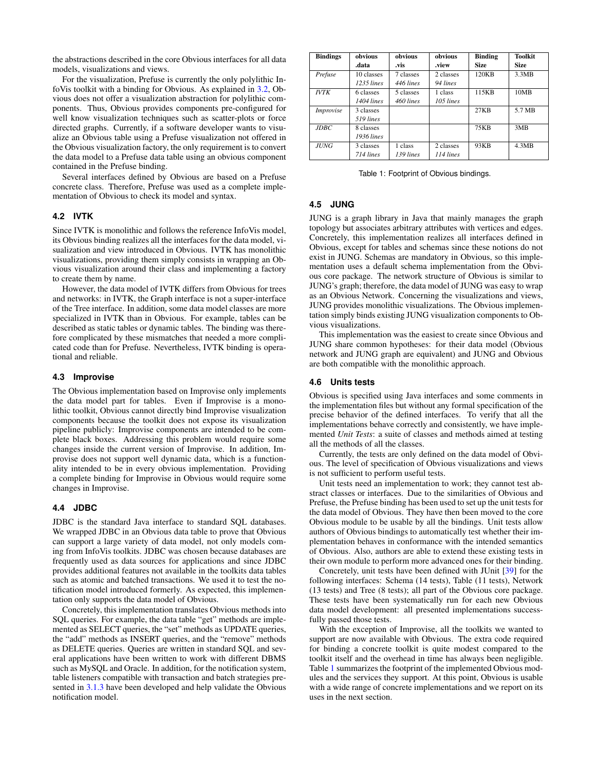the abstractions described in the core Obvious interfaces for all data models, visualizations and views.

For the visualization, Prefuse is currently the only polylithic InfoVis toolkit with a binding for Obvious. As explained in 3.2, Obvious does not offer a visualization abstraction for polylithic components. Thus, Obvious provides components pre-configured for well know visualization techniques such as scatter-plots or force directed graphs. Currently, if a software developer wants to visualize an Obvious table using a Prefuse visualization not offered in the Obvious visualization factory, the only requirement is to convert the data model to a Prefuse data table using an obvious component contained in the Prefuse binding.

Several interfaces defined by Obvious are based on a Prefuse concrete class. Therefore, Prefuse was used as a complete implementation of Obvious to check its model and syntax.

### 4.2 IVTK

Since IVTK is monolithic and follows the reference InfoVis model, its Obvious binding realizes all the interfaces for the data model, visualization and view introduced in Obvious. IVTK has monolithic visualizations, providing them simply consists in wrapping an Obvious visualization around their class and implementing a factory to create them by name.

However, the data model of IVTK differs from Obvious for trees and networks: in IVTK, the Graph interface is not a super-interface of the Tree interface. In addition, some data model classes are more specialized in IVTK than in Obvious. For example, tables can be described as static tables or dynamic tables. The binding was therefore complicated by these mismatches that needed a more complicated code than for Prefuse. Nevertheless, IVTK binding is operational and reliable.

### 4.3 Improvise

The Obvious implementation based on Improvise only implements the data model part for tables. Even if Improvise is a monolithic toolkit, Obvious cannot directly bind Improvise visualization components because the toolkit does not expose its visualization pipeline publicly: Improvise components are intended to be complete black boxes. Addressing this problem would require some changes inside the current version of Improvise. In addition, Improvise does not support well dynamic data, which is a functionality intended to be in every obvious implementation. Providing a complete binding for Improvise in Obvious would require some changes in Improvise.

### 4.4 JDBC

JDBC is the standard Java interface to standard SQL databases. We wrapped JDBC in an Obvious data table to prove that Obvious can support a large variety of data model, not only models coming from InfoVis toolkits. JDBC was chosen because databases are frequently used as data sources for applications and since JDBC provides additional features not available in the toolkits data tables such as atomic and batched transactions. We used it to test the notification model introduced formerly. As expected, this implementation only supports the data model of Obvious.

Concretely, this implementation translates Obvious methods into SQL queries. For example, the data table "get" methods are implemented as SELECT queries, the "set" methods as UPDATE queries, the "add" methods as INSERT queries, and the "remove" methods as DELETE queries. Queries are written in standard SQL and several applications have been written to work with different DBMS such as MySQL and Oracle. In addition, for the notification system, table listeners compatible with transaction and batch strategies presented in 3.1.3 have been developed and help validate the Obvious notification model.

| Bindings | obvious .data | obvious .vis | obvious .view | Binding Size | Toolkit Size |
|---|---|---|---|---|---|
| *Prefuse* | 10 classes *1235 lines* | 7 classes *446 lines* | 2 classes *94 lines* | 120KB | 3.3MB |
| *IVTK* | 6 classes *1404 lines* | 5 classes *460 lines* | 1 class *105 lines* | 115KB | 10MB |
| *Improvise* | 3 classes *519 lines* | | | 27KB | 5.7 MB |
| *JDBC* | 8 classes *1936 lines* | | | 75KB | 3MB |
| *JUNG* | 3 classes *714 lines* | 1 class *139 lines* | 2 classes *114 lines* | 93KB | 4.3MB |

Table 1: Footprint of Obvious bindings.

### 4.5 JUNG

JUNG is a graph library in Java that mainly manages the graph topology but associates arbitrary attributes with vertices and edges. Concretely, this implementation realizes all interfaces defined in Obvious, except for tables and schemas since these notions do not exist in JUNG. Schemas are mandatory in Obvious, so this implementation uses a default schema implementation from the Obvious core package. The network structure of Obvious is similar to JUNG's graph; therefore, the data model of JUNG was easy to wrap as an Obvious Network. Concerning the visualizations and views, JUNG provides monolithic visualizations. The Obvious implementation simply binds existing JUNG visualization components to Obvious visualizations.

This implementation was the easiest to create since Obvious and JUNG share common hypotheses: for their data model (Obvious network and JUNG graph are equivalent) and JUNG and Obvious are both compatible with the monolithic approach.

### 4.6 Units tests

Obvious is specified using Java interfaces and some comments in the implementation files but without any formal specification of the precise behavior of the defined interfaces. To verify that all the implementations behave correctly and consistently, we have implemented *Unit Tests*: a suite of classes and methods aimed at testing all the methods of all the classes.

Currently, the tests are only defined on the data model of Obvious. The level of specification of Obvious visualizations and views is not sufficient to perform useful tests.

Unit tests need an implementation to work; they cannot test abstract classes or interfaces. Due to the similarities of Obvious and Prefuse, the Prefuse binding has been used to set up the unit tests for the data model of Obvious. They have then been moved to the core Obvious module to be usable by all the bindings. Unit tests allow authors of Obvious bindings to automatically test whether their implementation behaves in conformance with the intended semantics of Obvious. Also, authors are able to extend these existing tests in their own module to perform more advanced ones for their binding.

Concretely, unit tests have been defined with JUnit [39] for the following interfaces: Schema (14 tests), Table (11 tests), Network (13 tests) and Tree (8 tests); all part of the Obvious core package. These tests have been systematically run for each new Obvious data model development: all presented implementations successfully passed those tests.

With the exception of Improvise, all the toolkits we wanted to support are now available with Obvious. The extra code required for binding a concrete toolkit is quite modest compared to the toolkit itself and the overhead in time has always been negligible. Table 1 summarizes the footprint of the implemented Obvious modules and the services they support. At this point, Obvious is usable with a wide range of concrete implementations and we report on its uses in the next section.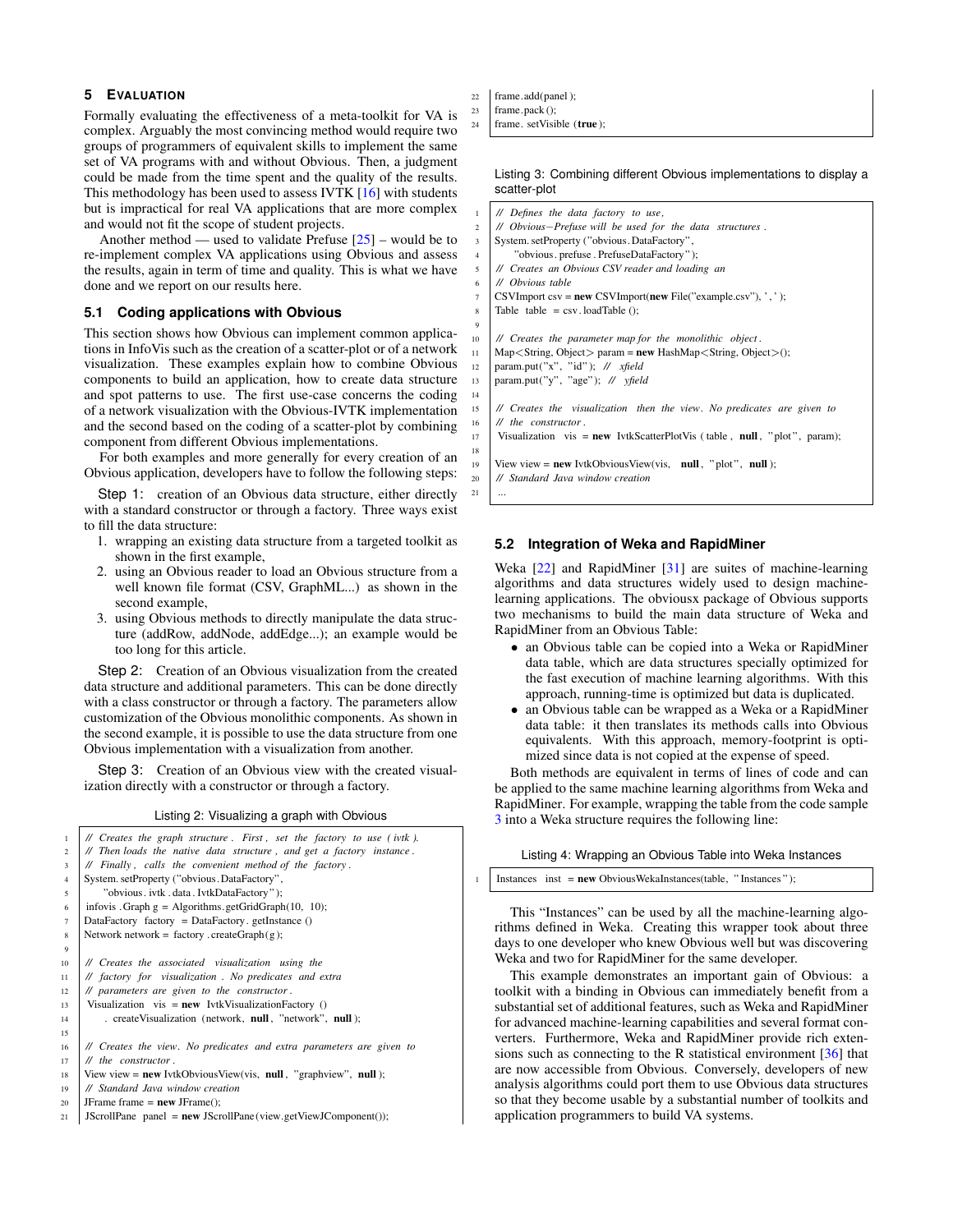## 5 Evaluation

Formally evaluating the effectiveness of a meta-toolkit for VA is complex. Arguably the most convincing method would require two groups of programmers of equivalent skills to implement the same set of VA programs with and without Obvious. Then, a judgment could be made from the time spent and the quality of the results. This methodology has been used to assess IVTK [16] with students but is impractical for real VA applications that are more complex and would not fit the scope of student projects.

Another method — used to validate Prefuse [25] – would be to re-implement complex VA applications using Obvious and assess the results, again in term of time and quality. This is what we have done and we report on our results here.

### 5.1 Coding applications with Obvious

This section shows how Obvious can implement common applications in InfoVis such as the creation of a scatter-plot or of a network visualization. These examples explain how to combine Obvious components to build an application, how to create data structure and spot patterns to use. The first use-case concerns the coding of a network visualization with the Obvious-IVTK implementation and the second based on the coding of a scatter-plot by combining component from different Obvious implementations.

For both examples and more generally for every creation of an Obvious application, developers have to follow the following steps:

Step 1: creation of an Obvious data structure, either directly with a standard constructor or through a factory. Three ways exist to fill the data structure:

1. wrapping an existing data structure from a targeted toolkit as shown in the first example,
2. using an Obvious reader to load an Obvious structure from a well known file format (CSV, GraphML...) as shown in the second example,
3. using Obvious methods to directly manipulate the data structure (addRow, addNode, addEdge...); an example would be too long for this article.

Step 2: Creation of an Obvious visualization from the created data structure and additional parameters. This can be done directly with a class constructor or through a factory. The parameters allow customization of the Obvious monolithic components. As shown in the second example, it is possible to use the data structure from one Obvious implementation with a visualization from another.

Step 3: Creation of an Obvious view with the created visualization directly with a constructor or through a factory.

Listing 2: Visualizing a graph with Obvious

```
1  // Creates the graph structure. First, set the factory to use (ivtk).
2  // Then loads the native data structure, and get a factory instance.
3  // Finally, calls the convenient method of the factory.
4  System.setProperty("obvious.DataFactory",
5      "obvious.ivtk.data.IvtkDataFactory");
6  infovis.Graph g = Algorithms.getGridGraph(10, 10);
7  DataFactory factory = DataFactory.getInstance()
8  Network network = factory.createGraph(g);
9
10 // Creates the associated visualization using the
11 // factory for visualization. No predicates and extra
12 // parameters are given to the constructor.
13 Visualization vis = new IvtkVisualizationFactory()
14     .createVisualization(network, null, "network", null);
15
16 // Creates the view. No predicates and extra parameters are given to
17 // the constructor.
18 View view = new IvtkObviousView(vis, null, "graphview", null);
19 // Standard Java window creation
20 JFrame frame = new JFrame();
21 JScrollPane panel = new JScrollPane(view.getViewJComponent());
22 frame.add(panel);
23 frame.pack();
24 frame.setVisible(true);
```

Listing 3: Combining different Obvious implementations to display a scatter-plot

```
1  // Defines the data factory to use,
2  // Obvious-Prefuse will be used for the data structures.
3  System.setProperty("obvious.DataFactory",
4      "obvious.prefuse.PrefuseDataFactory");
5  // Creates an Obvious CSV reader and loading an
6  // Obvious table
7  CSVImport csv = new CSVImport(new File("example.csv"), ',');
8  Table table = csv.loadTable();
9
10 // Creates the parameter map for the monolithic object.
11 Map<String, Object> param = new HashMap<String, Object>();
12 param.put("x", "id"); // xfield
13 param.put("y", "age"); // yfield
14
15 // Creates the visualization then the view. No predicates are given to
16 // the constructor.
17 Visualization vis = new IvtkScatterPlotVis(table, null, "plot", param);
18
19 View view = new IvtkObviousView(vis, null, "plot", null);
20 // Standard Java window creation
21 ...
```

### 5.2 Integration of Weka and RapidMiner

Weka [22] and RapidMiner [31] are suites of machine-learning algorithms and data structures widely used to design machine-learning applications. The obviousx package of Obvious supports two mechanisms to build the main data structure of Weka and RapidMiner from an Obvious Table:

- an Obvious table can be copied into a Weka or RapidMiner data table, which are data structures specially optimized for the fast execution of machine learning algorithms. With this approach, running-time is optimized but data is duplicated.
- an Obvious table can be wrapped as a Weka or a RapidMiner data table: it then translates its methods calls into Obvious equivalents. With this approach, memory-footprint is optimized since data is not copied at the expense of speed.

Both methods are equivalent in terms of lines of code and can be applied to the same machine learning algorithms from Weka and RapidMiner. For example, wrapping the table from the code sample 3 into a Weka structure requires the following line:

Listing 4: Wrapping an Obvious Table into Weka Instances

```
1  Instances inst = new ObviousWekaInstances(table, "Instances");
```

This "Instances" can be used by all the machine-learning algorithms defined in Weka. Creating this wrapper took about three days to one developer who knew Obvious well but was discovering Weka and two for RapidMiner for the same developer.

This example demonstrates an important gain of Obvious: a toolkit with a binding in Obvious can immediately benefit from a substantial set of additional features, such as Weka and RapidMiner for advanced machine-learning capabilities and several format converters. Furthermore, Weka and RapidMiner provide rich extensions such as connecting to the R statistical environment [36] that are now accessible from Obvious. Conversely, developers of new analysis algorithms could port them to use Obvious data structures so that they become usable by a substantial number of toolkits and application programmers to build VA systems.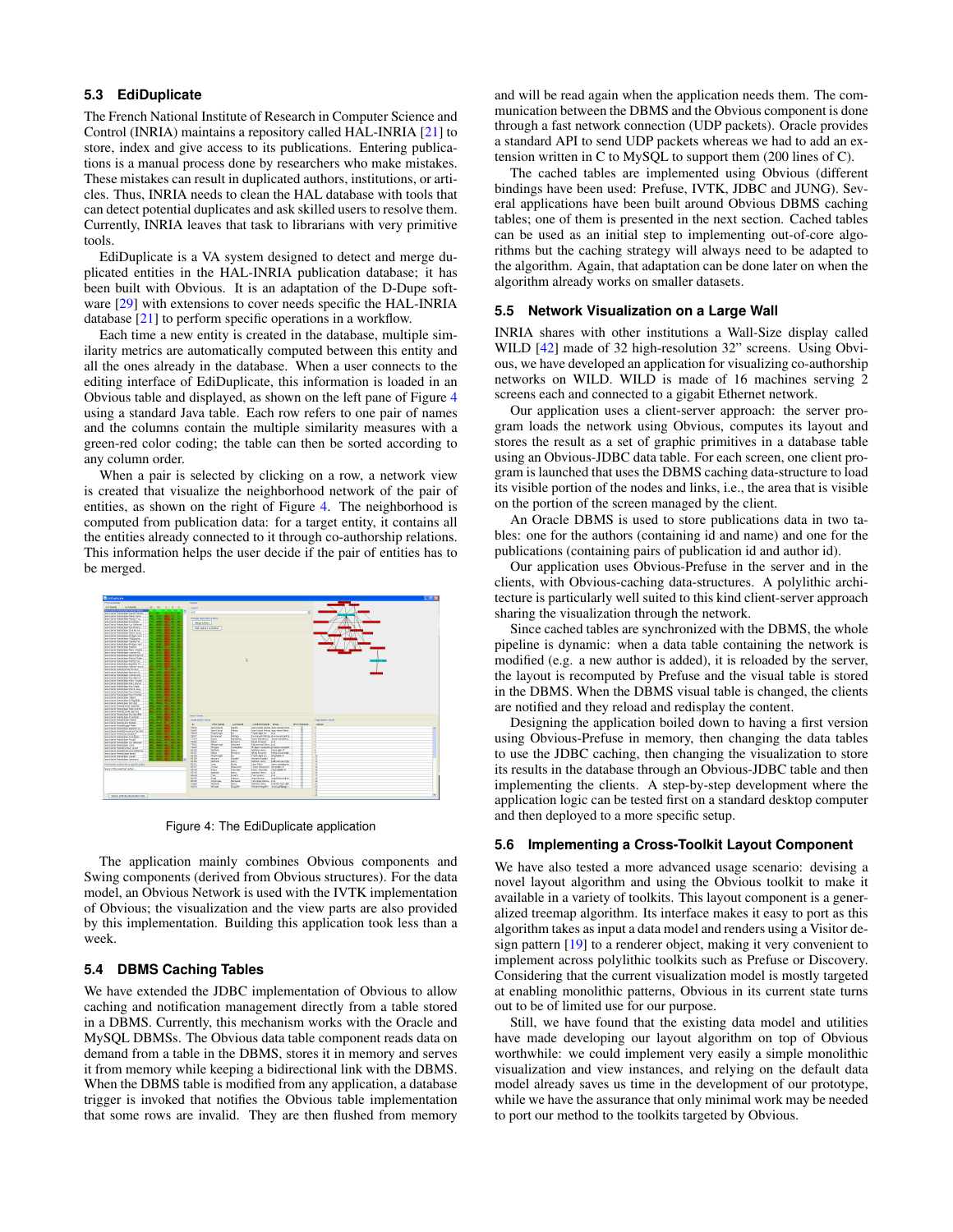### 5.3 EdiDuplicate

The French National Institute of Research in Computer Science and Control (INRIA) maintains a repository called HAL-INRIA [21] to store, index and give access to its publications. Entering publications is a manual process done by researchers who make mistakes. These mistakes can result in duplicated authors, institutions, or articles. Thus, INRIA needs to clean the HAL database with tools that can detect potential duplicates and ask skilled users to resolve them. Currently, INRIA leaves that task to librarians with very primitive tools.

EdiDuplicate is a VA system designed to detect and merge duplicated entities in the HAL-INRIA publication database; it has been built with Obvious. It is an adaptation of the D-Dupe software [29] with extensions to cover needs specific the HAL-INRIA database [21] to perform specific operations in a workflow.

Each time a new entity is created in the database, multiple similarity metrics are automatically computed between this entity and all the ones already in the database. When a user connects to the editing interface of EdiDuplicate, this information is loaded in an Obvious table and displayed, as shown on the left pane of Figure 4 using a standard Java table. Each row refers to one pair of names and the columns contain the multiple similarity measures with a green-red color coding; the table can then be sorted according to any column order.

When a pair is selected by clicking on a row, a network view is created that visualize the neighborhood network of the pair of entities, as shown on the right of Figure 4. The neighborhood is computed from publication data: for a target entity, it contains all the entities already connected to it through co-authorship relations. This information helps the user decide if the pair of entities has to be merged.

Figure 4: The EdiDuplicate application

The application mainly combines Obvious components and Swing components (derived from Obvious structures). For the data model, an Obvious Network is used with the IVTK implementation of Obvious; the visualization and the view parts are also provided by this implementation. Building this application took less than a week.

### 5.4 DBMS Caching Tables

We have extended the JDBC implementation of Obvious to allow caching and notification management directly from a table stored in a DBMS. Currently, this mechanism works with the Oracle and MySQL DBMSs. The Obvious data table component reads data on demand from a table in the DBMS, stores it in memory and serves it from memory while keeping a bidirectional link with the DBMS. When the DBMS table is modified from any application, a database trigger is invoked that notifies the Obvious table implementation that some rows are invalid. They are then flushed from memory and will be read again when the application needs them. The communication between the DBMS and the Obvious component is done through a fast network connection (UDP packets). Oracle provides a standard API to send UDP packets whereas we had to add an extension written in C to MySQL to support them (200 lines of C).

The cached tables are implemented using Obvious (different bindings have been used: Prefuse, IVTK, JDBC and JUNG). Several applications have been built around Obvious DBMS caching tables; one of them is presented in the next section. Cached tables can be used as an initial step to implementing out-of-core algorithms but the caching strategy will always need to be adapted to the algorithm. Again, that adaptation can be done later on when the algorithm already works on smaller datasets.

### 5.5 Network Visualization on a Large Wall

INRIA shares with other institutions a Wall-Size display called WILD [42] made of 32 high-resolution 32" screens. Using Obvious, we have developed an application for visualizing co-authorship networks on WILD. WILD is made of 16 machines serving 2 screens each and connected to a gigabit Ethernet network.

Our application uses a client-server approach: the server program loads the network using Obvious, computes its layout and stores the result as a set of graphic primitives in a database table using an Obvious-JDBC data table. For each screen, one client program is launched that uses the DBMS caching data-structure to load its visible portion of the nodes and links, i.e., the area that is visible on the portion of the screen managed by the client.

An Oracle DBMS is used to store publications data in two tables: one for the authors (containing id and name) and one for the publications (containing pairs of publication id and author id).

Our application uses Obvious-Prefuse in the server and in the clients, with Obvious-caching data-structures. A polylithic architecture is particularly well suited to this kind client-server approach sharing the visualization through the network.

Since cached tables are synchronized with the DBMS, the whole pipeline is dynamic: when a data table containing the network is modified (e.g. a new author is added), it is reloaded by the server, the layout is recomputed by Prefuse and the visual table is stored in the DBMS. When the DBMS visual table is changed, the clients are notified and they reload and redisplay the content.

Designing the application boiled down to having a first version using Obvious-Prefuse in memory, then changing the data tables to use the JDBC caching, then changing the visualization to store its results in the database through an Obvious-JDBC table and then implementing the clients. A step-by-step development where the application logic can be tested first on a standard desktop computer and then deployed to a more specific setup.

### 5.6 Implementing a Cross-Toolkit Layout Component

We have also tested a more advanced usage scenario: devising a novel layout algorithm and using the Obvious toolkit to make it available in a variety of toolkits. This layout component is a generalized treemap algorithm. Its interface makes it easy to port as this algorithm takes as input a data model and renders using a Visitor design pattern [19] to a renderer object, making it very convenient to implement across polylithic toolkits such as Prefuse or Discovery. Considering that the current visualization model is mostly targeted at enabling monolithic patterns, Obvious in its current state turns out to be of limited use for our purpose.

Still, we have found that the existing data model and utilities have made developing our layout algorithm on top of Obvious worthwhile: we could implement very easily a simple monolithic visualization and view instances, and relying on the default data model already saves us time in the development of our prototype, while we have the assurance that only minimal work may be needed to port our method to the toolkits targeted by Obvious.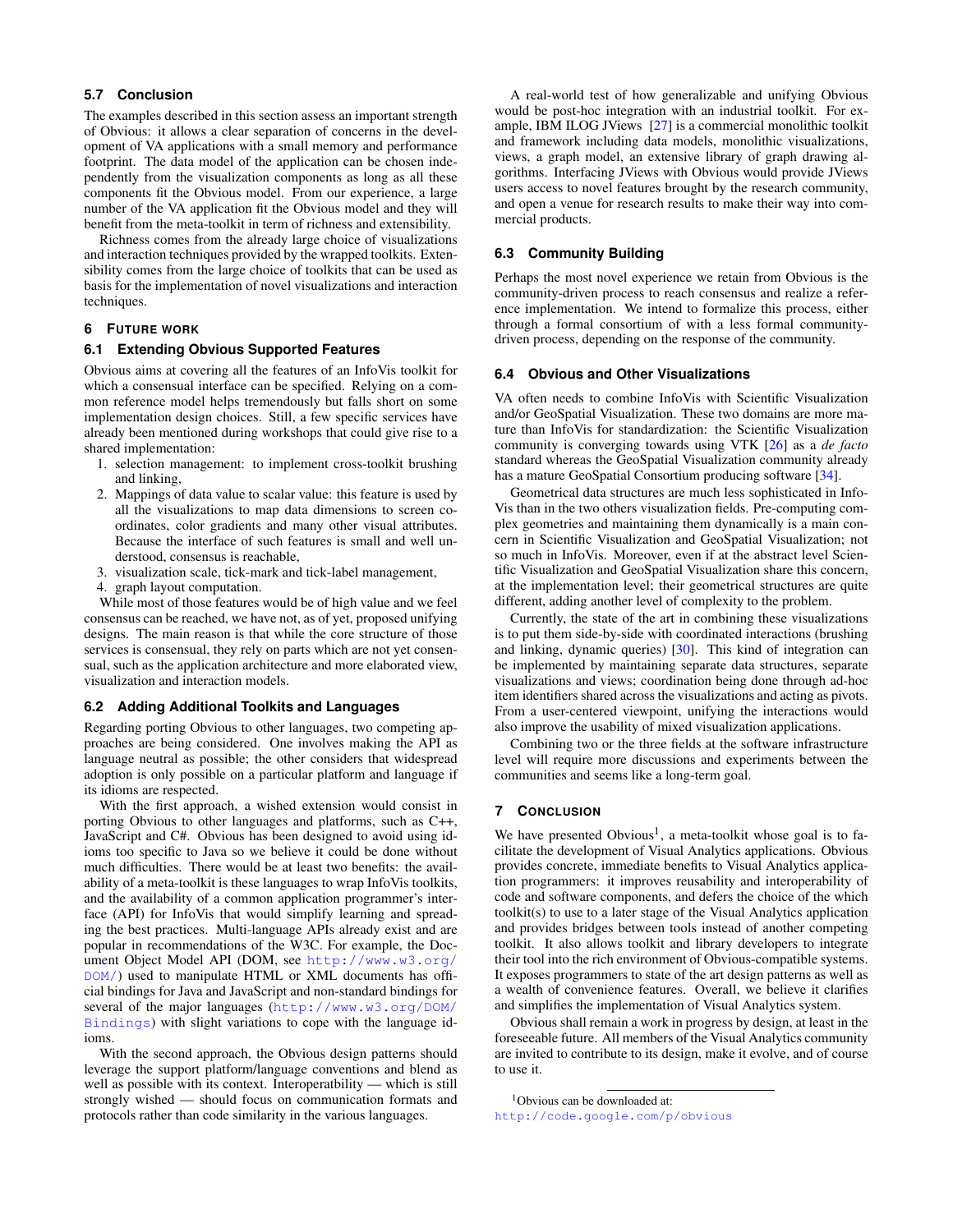### 5.7 Conclusion

The examples described in this section assess an important strength of Obvious: it allows a clear separation of concerns in the development of VA applications with a small memory and performance footprint. The data model of the application can be chosen independently from the visualization components as long as all these components fit the Obvious model. From our experience, a large number of the VA application fit the Obvious model and they will benefit from the meta-toolkit in term of richness and extensibility.

Richness comes from the already large choice of visualizations and interaction techniques provided by the wrapped toolkits. Extensibility comes from the large choice of toolkits that can be used as basis for the implementation of novel visualizations and interaction techniques.

## 6 Future work

### 6.1 Extending Obvious Supported Features

Obvious aims at covering all the features of an InfoVis toolkit for which a consensual interface can be specified. Relying on a common reference model helps tremendously but falls short on some implementation design choices. Still, a few specific services have already been mentioned during workshops that could give rise to a shared implementation:

1. selection management: to implement cross-toolkit brushing and linking,
2. Mappings of data value to scalar value: this feature is used by all the visualizations to map data dimensions to screen coordinates, color gradients and many other visual attributes. Because the interface of such features is small and well understood, consensus is reachable,
3. visualization scale, tick-mark and tick-label management,
4. graph layout computation.

While most of those features would be of high value and we feel consensus can be reached, we have not, as of yet, proposed unifying designs. The main reason is that while the core structure of those services is consensual, they rely on parts which are not yet consensual, such as the application architecture and more elaborated view, visualization and interaction models.

### 6.2 Adding Additional Toolkits and Languages

Regarding porting Obvious to other languages, two competing approaches are being considered. One involves making the API as language neutral as possible; the other considers that widespread adoption is only possible on a particular platform and language if its idioms are respected.

With the first approach, a wished extension would consist in porting Obvious to other languages and platforms, such as C++, JavaScript and C#. Obvious has been designed to avoid using idioms too specific to Java so we believe it could be done without much difficulties. There would be at least two benefits: the availability of a meta-toolkit is these languages to wrap InfoVis toolkits, and the availability of a common application programmer's interface (API) for InfoVis that would simplify learning and spreading the best practices. Multi-language APIs already exist and are popular in recommendations of the W3C. For example, the Document Object Model API (DOM, see http://www.w3.org/DOM/) used to manipulate HTML or XML documents has official bindings for Java and JavaScript and non-standard bindings for several of the major languages (http://www.w3.org/DOM/Bindings) with slight variations to cope with the language idioms.

With the second approach, the Obvious design patterns should leverage the support platform/language conventions and blend as well as possible with its context. Interoperatbility — which is still strongly wished — should focus on communication formats and protocols rather than code similarity in the various languages.

A real-world test of how generalizable and unifying Obvious would be post-hoc integration with an industrial toolkit. For example, IBM ILOG JViews [27] is a commercial monolithic toolkit and framework including data models, monolithic visualizations, views, a graph model, an extensive library of graph drawing algorithms. Interfacing JViews with Obvious would provide JViews users access to novel features brought by the research community, and open a venue for research results to make their way into commercial products.

### 6.3 Community Building

Perhaps the most novel experience we retain from Obvious is the community-driven process to reach consensus and realize a reference implementation. We intend to formalize this process, either through a formal consortium of with a less formal community-driven process, depending on the response of the community.

### 6.4 Obvious and Other Visualizations

VA often needs to combine InfoVis with Scientific Visualization and/or GeoSpatial Visualization. These two domains are more mature than InfoVis for standardization: the Scientific Visualization community is converging towards using VTK [26] as a *de facto* standard whereas the GeoSpatial Visualization community already has a mature GeoSpatial Consortium producing software [34].

Geometrical data structures are much less sophisticated in InfoVis than in the two others visualization fields. Pre-computing complex geometries and maintaining them dynamically is a main concern in Scientific Visualization and GeoSpatial Visualization; not so much in InfoVis. Moreover, even if at the abstract level Scientific Visualization and GeoSpatial Visualization share this concern, at the implementation level; their geometrical structures are quite different, adding another level of complexity to the problem.

Currently, the state of the art in combining these visualizations is to put them side-by-side with coordinated interactions (brushing and linking, dynamic queries) [30]. This kind of integration can be implemented by maintaining separate data structures, separate visualizations and views; coordination being done through ad-hoc item identifiers shared across the visualizations and acting as pivots. From a user-centered viewpoint, unifying the interactions would also improve the usability of mixed visualization applications.

Combining two or the three fields at the software infrastructure level will require more discussions and experiments between the communities and seems like a long-term goal.

## 7 Conclusion

We have presented Obvious[1], a meta-toolkit whose goal is to facilitate the development of Visual Analytics applications. Obvious provides concrete, immediate benefits to Visual Analytics application programmers: it improves reusability and interoperability of code and software components, and defers the choice of the which toolkit(s) to use to a later stage of the Visual Analytics application and provides bridges between tools instead of another competing toolkit. It also allows toolkit and library developers to integrate their tool into the rich environment of Obvious-compatible systems. It exposes programmers to state of the art design patterns as well as a wealth of convenience features. Overall, we believe it clarifies and simplifies the implementation of Visual Analytics system.

Obvious shall remain a work in progress by design, at least in the foreseeable future. All members of the Visual Analytics community are invited to contribute to its design, make it evolve, and of course to use it.

[1]Obvious can be downloaded at: http://code.google.com/p/obvious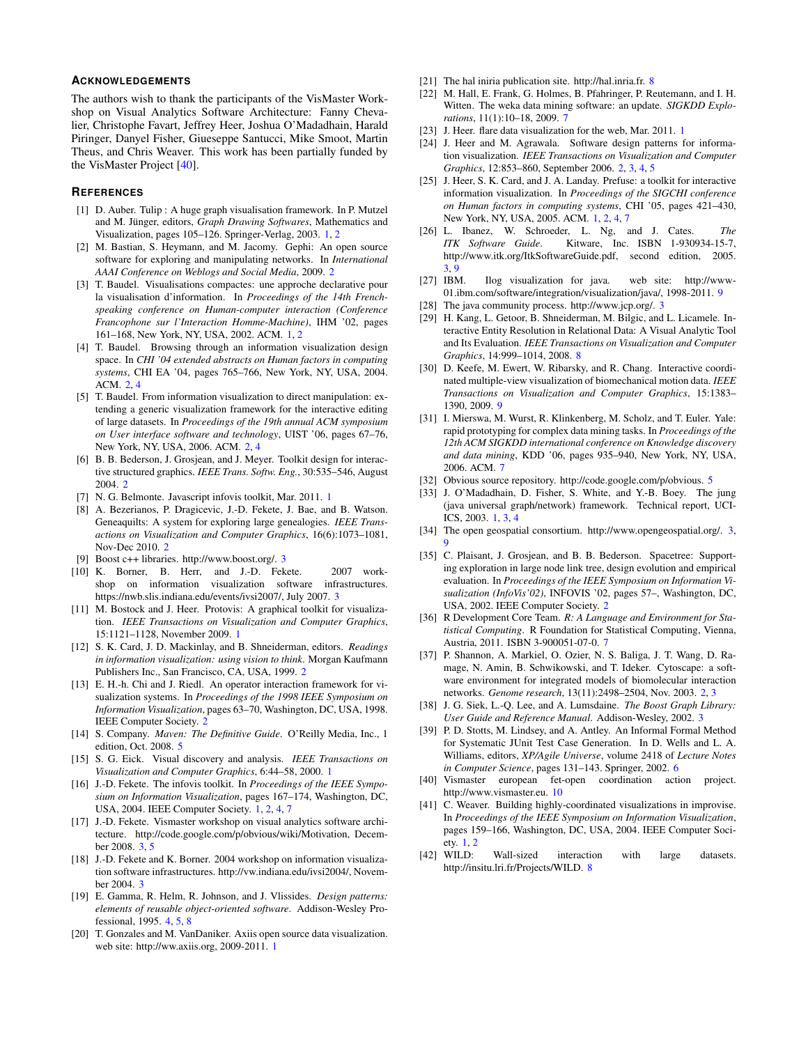## Acknowledgements

The authors wish to thank the participants of the VisMaster Workshop on Visual Analytics Software Architecture: Fanny Chevalier, Christophe Favart, Jeffrey Heer, Joshua O'Madadhain, Harald Piringer, Danyel Fisher, Giueseppe Santucci, Mike Smoot, Martin Theus, and Chris Weaver. This work has been partially funded by the VisMaster Project [40].

## References

[1] D. Auber. Tulip : A huge graph visualisation framework. In P. Mutzel and M. Jünger, editors, *Graph Drawing Softwares*, Mathematics and Visualization, pages 105–126. Springer-Verlag, 2003. 1, 2

[2] M. Bastian, S. Heymann, and M. Jacomy. Gephi: An open source software for exploring and manipulating networks. In *International AAAI Conference on Weblogs and Social Media*, 2009. 2

[3] T. Baudel. Visualisations compactes: une approche declarative pour la visualisation d'information. In *Proceedings of the 14th French-speaking conference on Human-computer interaction (Conference Francophone sur l'Interaction Homme-Machine)*, IHM '02, pages 161–168, New York, NY, USA, 2002. ACM. 1, 2

[4] T. Baudel. Browsing through an information visualization design space. In *CHI '04 extended abstracts on Human factors in computing systems*, CHI EA '04, pages 765–766, New York, NY, USA, 2004. ACM. 2, 4

[5] T. Baudel. From information visualization to direct manipulation: extending a generic visualization framework for the interactive editing of large datasets. In *Proceedings of the 19th annual ACM symposium on User interface software and technology*, UIST '06, pages 67–76, New York, NY, USA, 2006. ACM. 2, 4

[6] B. B. Bederson, J. Grosjean, and J. Meyer. Toolkit design for interactive structured graphics. *IEEE Trans. Softw. Eng.*, 30:535–546, August 2004. 2

[7] N. G. Belmonte. Javascript infovis toolkit, Mar. 2011. 1

[8] A. Bezerianos, P. Dragicevic, J.-D. Fekete, J. Bae, and B. Watson. Geneaquilts: A system for exploring large genealogies. *IEEE Transactions on Visualization and Computer Graphics*, 16(6):1073–1081, Nov-Dec 2010. 2

[9] Boost c++ libraries. http://www.boost.org/. 3

[10] K. Borner, B. Herr, and J.-D. Fekete. 2007 workshop on information visualization software infrastructures. https://nwb.slis.indiana.edu/events/ivsi2007/, July 2007. 3

[11] M. Bostock and J. Heer. Protovis: A graphical toolkit for visualization. *IEEE Transactions on Visualization and Computer Graphics*, 15:1121–1128, November 2009. 1

[12] S. K. Card, J. D. Mackinlay, and B. Shneiderman, editors. *Readings in information visualization: using vision to think*. Morgan Kaufmann Publishers Inc., San Francisco, CA, USA, 1999. 2

[13] E. H.-h. Chi and J. Riedl. An operator interaction framework for visualization systems. In *Proceedings of the 1998 IEEE Symposium on Information Visualization*, pages 63–70, Washington, DC, USA, 1998. IEEE Computer Society. 2

[14] S. Company. *Maven: The Definitive Guide*. O'Reilly Media, Inc., 1 edition, Oct. 2008. 5

[15] S. G. Eick. Visual discovery and analysis. *IEEE Transactions on Visualization and Computer Graphics*, 6:44–58, 2000. 1

[16] J.-D. Fekete. The infovis toolkit. In *Proceedings of the IEEE Symposium on Information Visualization*, pages 167–174, Washington, DC, USA, 2004. IEEE Computer Society. 1, 2, 4, 7

[17] J.-D. Fekete. Vismaster workshop on visual analytics software architecture. http://code.google.com/p/obvious/wiki/Motivation, December 2008. 3, 5

[18] J.-D. Fekete and K. Borner. 2004 workshop on information visualization software infrastructures. http://vw.indiana.edu/ivsi2004/, November 2004. 3

[19] E. Gamma, R. Helm, R. Johnson, and J. Vlissides. *Design patterns: elements of reusable object-oriented software*. Addison-Wesley Professional, 1995. 4, 5, 8

[20] T. Gonzales and M. VanDaniker. Axiis open source data visualization. web site: http://ww.axiis.org, 2009-2011. 1

[21] The hal iniria publication site. http://hal.inria.fr. 8

[22] M. Hall, E. Frank, G. Holmes, B. Pfahringer, P. Reutemann, and I. H. Witten. The weka data mining software: an update. *SIGKDD Explorations*, 11(1):10–18, 2009. 7

[23] J. Heer. flare data visualization for the web, Mar. 2011. 1

[24] J. Heer and M. Agrawala. Software design patterns for information visualization. *IEEE Transactions on Visualization and Computer Graphics*, 12:853–860, September 2006. 2, 3, 4, 5

[25] J. Heer, S. K. Card, and J. A. Landay. Prefuse: a toolkit for interactive information visualization. In *Proceedings of the SIGCHI conference on Human factors in computing systems*, CHI '05, pages 421–430, New York, NY, USA, 2005. ACM. 1, 2, 4, 7

[26] L. Ibanez, W. Schroeder, L. Ng, and J. Cates. *The ITK Software Guide*. Kitware, Inc. ISBN 1-930934-15-7, http://www.itk.org/ItkSoftwareGuide.pdf, second edition, 2005. 3, 9

[27] IBM. Ilog visualization for java. web site: http://www-01.ibm.com/software/integration/visualization/java/, 1998-2011. 9

[28] The java community process. http://www.jcp.org/. 3

[29] H. Kang, L. Getoor, B. Shneiderman, M. Bilgic, and L. Licamele. Interactive Entity Resolution in Relational Data: A Visual Analytic Tool and Its Evaluation. *IEEE Transactions on Visualization and Computer Graphics*, 14:999–1014, 2008. 8

[30] D. Keefe, M. Ewert, W. Ribarsky, and R. Chang. Interactive coordinated multiple-view visualization of biomechanical motion data. *IEEE Transactions on Visualization and Computer Graphics*, 15:1383–1390, 2009. 9

[31] I. Mierswa, M. Wurst, R. Klinkenberg, M. Scholz, and T. Euler. Yale: rapid prototyping for complex data mining tasks. In *Proceedings of the 12th ACM SIGKDD international conference on Knowledge discovery and data mining*, KDD '06, pages 935–940, New York, NY, USA, 2006. ACM. 7

[32] Obvious source repository. http://code.google.com/p/obvious. 5

[33] J. O'Madadhain, D. Fisher, S. White, and Y.-B. Boey. The jung (java universal graph/network) framework. Technical report, UCI-ICS, 2003. 1, 3, 4

[34] The open geospatial consortium. http://www.opengeospatial.org/. 3, 9

[35] C. Plaisant, J. Grosjean, and B. B. Bederson. Spacetree: Supporting exploration in large node link tree, design evolution and empirical evaluation. In *Proceedings of the IEEE Symposium on Information Visualization (InfoVis'02)*, INFOVIS '02, pages 57–, Washington, DC, USA, 2002. IEEE Computer Society. 2

[36] R Development Core Team. *R: A Language and Environment for Statistical Computing*. R Foundation for Statistical Computing, Vienna, Austria, 2011. ISBN 3-900051-07-0. 7

[37] P. Shannon, A. Markiel, O. Ozier, N. S. Baliga, J. T. Wang, D. Ramage, N. Amin, B. Schwikowski, and T. Ideker. Cytoscape: a software environment for integrated models of biomolecular interaction networks. *Genome research*, 13(11):2498–2504, Nov. 2003. 2, 3

[38] J. G. Siek, L.-Q. Lee, and A. Lumsdaine. *The Boost Graph Library: User Guide and Reference Manual*. Addison-Wesley, 2002. 3

[39] P. D. Stotts, M. Lindsey, and A. Antley. An Informal Formal Method for Systematic JUnit Test Case Generation. In D. Wells and L. A. Williams, editors, *XP/Agile Universe*, volume 2418 of *Lecture Notes in Computer Science*, pages 131–143. Springer, 2002. 6

[40] Vismaster european fet-open coordination action project. http://www.vismaster.eu. 10

[41] C. Weaver. Building highly-coordinated visualizations in improvise. In *Proceedings of the IEEE Symposium on Information Visualization*, pages 159–166, Washington, DC, USA, 2004. IEEE Computer Society. 1, 2

[42] WILD: Wall-sized interaction with large datasets. http://insitu.lri.fr/Projects/WILD. 8